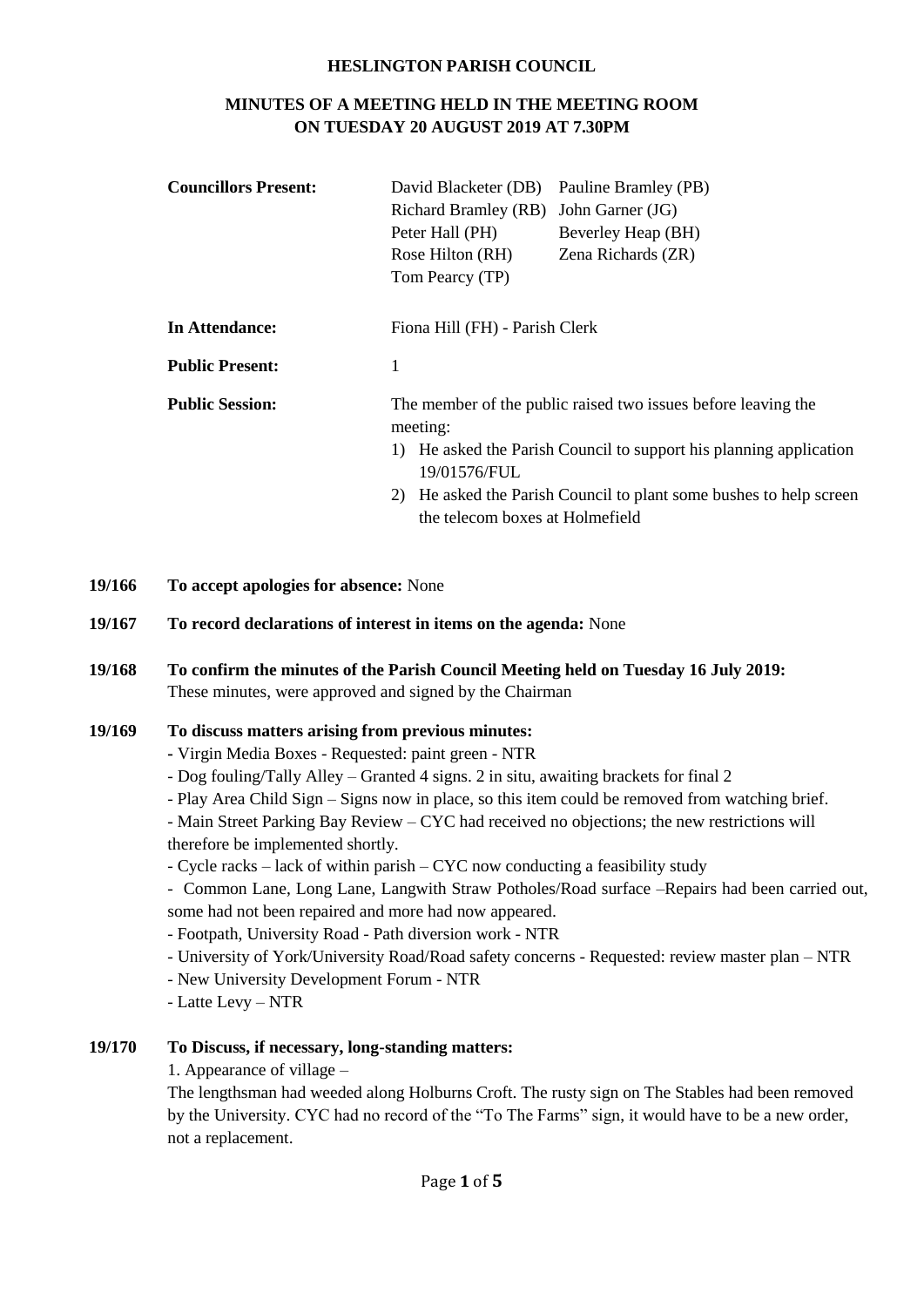**HESLINGTON PARISH COUNCIL**

**MINUTES OF A MEETING HELD IN THE MEETING ROOM ON TUESDAY 20 AUGUST 2019 AT 7.30PM**

| | | |
|---|---|---|
| **Councillors Present:** | David Blacketer (DB) | Pauline Bramley (PB) |
| | Richard Bramley (RB) | John Garner (JG) |
| | Peter Hall (PH) | Beverley Heap (BH) |
| | Rose Hilton (RH) | Zena Richards (ZR) |
| | Tom Pearcy (TP) | |
| **In Attendance:** | Fiona Hill (FH) - Parish Clerk | |
| **Public Present:** | 1 | |

**Public Session:** The member of the public raised two issues before leaving the meeting:

1) He asked the Parish Council to support his planning application 19/01576/FUL
2) He asked the Parish Council to plant some bushes to help screen the telecom boxes at Holmefield

**19/166 To accept apologies for absence:** None

**19/167 To record declarations of interest in items on the agenda:** None

**19/168 To confirm the minutes of the Parish Council Meeting held on Tuesday 16 July 2019:**
These minutes, were approved and signed by the Chairman

**19/169 To discuss matters arising from previous minutes:**

- Virgin Media Boxes - Requested: paint green - NTR
- Dog fouling/Tally Alley – Granted 4 signs. 2 in situ, awaiting brackets for final 2
- Play Area Child Sign – Signs now in place, so this item could be removed from watching brief.
- Main Street Parking Bay Review – CYC had received no objections; the new restrictions will therefore be implemented shortly.
- Cycle racks – lack of within parish – CYC now conducting a feasibility study
- Common Lane, Long Lane, Langwith Straw Potholes/Road surface –Repairs had been carried out, some had not been repaired and more had now appeared.
- Footpath, University Road - Path diversion work - NTR
- University of York/University Road/Road safety concerns - Requested: review master plan – NTR
- New University Development Forum - NTR
- Latte Levy – NTR

**19/170 To Discuss, if necessary, long-standing matters:**

1. Appearance of village –
The lengthsman had weeded along Holburns Croft. The rusty sign on The Stables had been removed by the University. CYC had no record of the "To The Farms" sign, it would have to be a new order, not a replacement.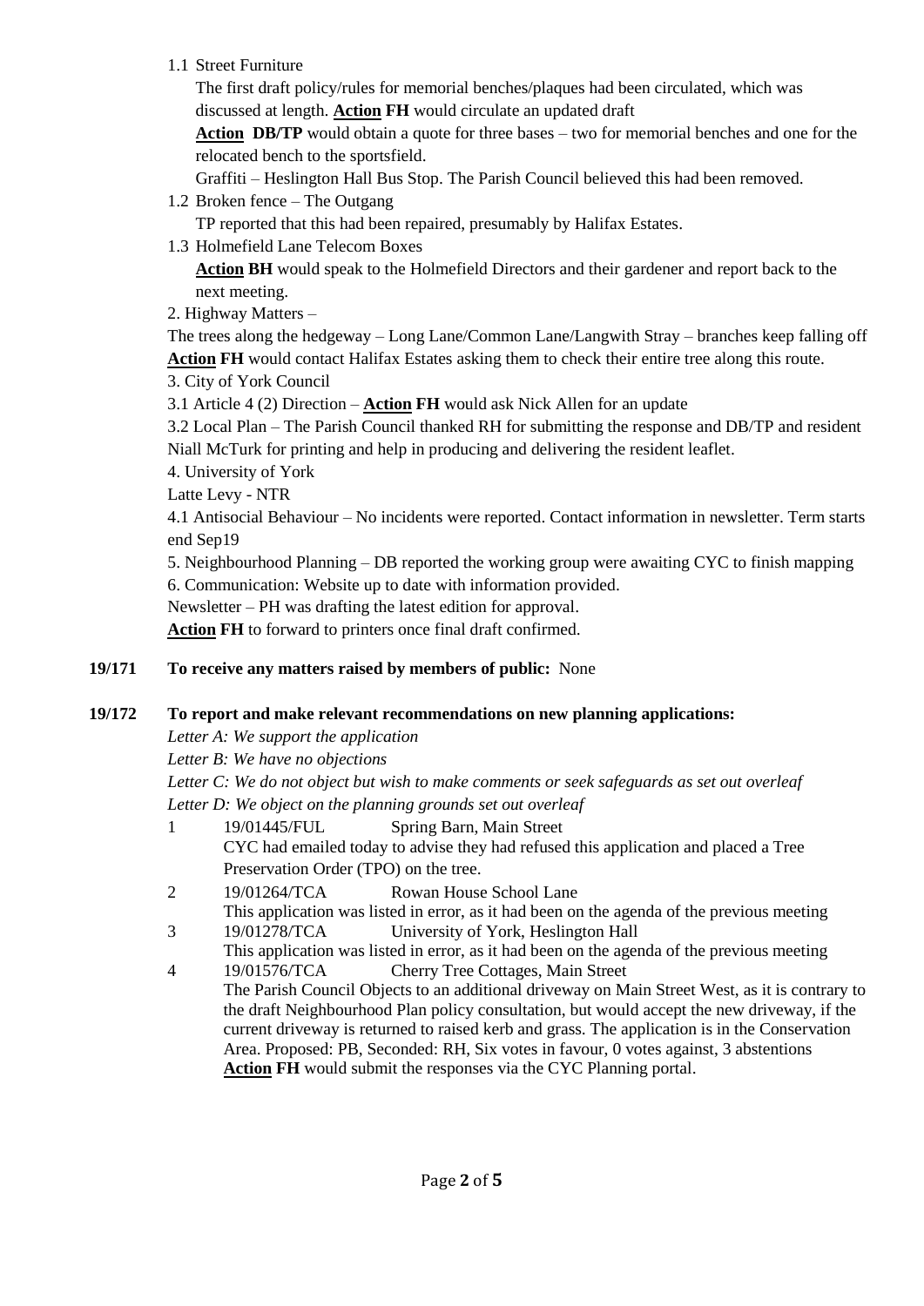1.1 Street Furniture

The first draft policy/rules for memorial benches/plaques had been circulated, which was discussed at length. **Action FH** would circulate an updated draft

**Action DB/TP** would obtain a quote for three bases – two for memorial benches and one for the relocated bench to the sportsfield.

Graffiti – Heslington Hall Bus Stop. The Parish Council believed this had been removed.

1.2 Broken fence – The Outgang

TP reported that this had been repaired, presumably by Halifax Estates.

1.3 Holmefield Lane Telecom Boxes

**Action BH** would speak to the Holmefield Directors and their gardener and report back to the next meeting.

2. Highway Matters –

The trees along the hedgeway – Long Lane/Common Lane/Langwith Stray – branches keep falling off **Action FH** would contact Halifax Estates asking them to check their entire tree along this route.

3. City of York Council

3.1 Article 4 (2) Direction – **Action FH** would ask Nick Allen for an update

3.2 Local Plan – The Parish Council thanked RH for submitting the response and DB/TP and resident Niall McTurk for printing and help in producing and delivering the resident leaflet.

4. University of York

Latte Levy - NTR

4.1 Antisocial Behaviour – No incidents were reported. Contact information in newsletter. Term starts end Sep19

5. Neighbourhood Planning – DB reported the working group were awaiting CYC to finish mapping

6. Communication: Website up to date with information provided.

Newsletter – PH was drafting the latest edition for approval.

**Action FH** to forward to printers once final draft confirmed.

**19/171 To receive any matters raised by members of public:** None

**19/172 To report and make relevant recommendations on new planning applications:**

*Letter A: We support the application*

*Letter B: We have no objections*

*Letter C: We do not object but wish to make comments or seek safeguards as set out overleaf*

*Letter D: We object on the planning grounds set out overleaf*

1. 19/01445/FUL Spring Barn, Main Street
   CYC had emailed today to advise they had refused this application and placed a Tree Preservation Order (TPO) on the tree.
2. 19/01264/TCA Rowan House School Lane
   This application was listed in error, as it had been on the agenda of the previous meeting
3. 19/01278/TCA University of York, Heslington Hall
   This application was listed in error, as it had been on the agenda of the previous meeting
4. 19/01576/TCA Cherry Tree Cottages, Main Street
   The Parish Council Objects to an additional driveway on Main Street West, as it is contrary to the draft Neighbourhood Plan policy consultation, but would accept the new driveway, if the current driveway is returned to raised kerb and grass. The application is in the Conservation Area. Proposed: PB, Seconded: RH, Six votes in favour, 0 votes against, 3 abstentions
   **Action FH** would submit the responses via the CYC Planning portal.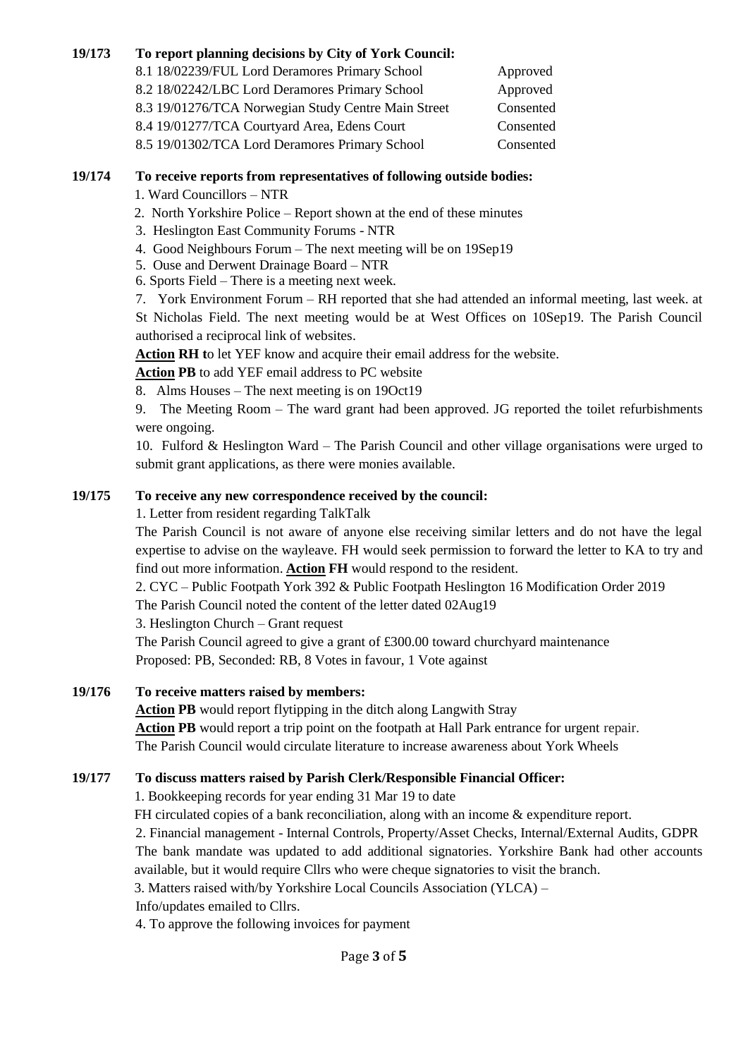**19/173 To report planning decisions by City of York Council:**

| | |
|---|---|
| 8.1 18/02239/FUL Lord Deramores Primary School | Approved |
| 8.2 18/02242/LBC Lord Deramores Primary School | Approved |
| 8.3 19/01276/TCA Norwegian Study Centre Main Street | Consented |
| 8.4 19/01277/TCA Courtyard Area, Edens Court | Consented |
| 8.5 19/01302/TCA Lord Deramores Primary School | Consented |

**19/174 To receive reports from representatives of following outside bodies:**

1. Ward Councillors – NTR
2. North Yorkshire Police – Report shown at the end of these minutes
3. Heslington East Community Forums - NTR
4. Good Neighbours Forum – The next meeting will be on 19Sep19
5. Ouse and Derwent Drainage Board – NTR
6. Sports Field – There is a meeting next week.
7. York Environment Forum – RH reported that she had attended an informal meeting, last week. at St Nicholas Field. The next meeting would be at West Offices on 10Sep19. The Parish Council authorised a reciprocal link of websites.

   **Action RH t**o let YEF know and acquire their email address for the website.

   **Action PB** to add YEF email address to PC website
8. Alms Houses – The next meeting is on 19Oct19
9. The Meeting Room – The ward grant had been approved. JG reported the toilet refurbishments were ongoing.
10. Fulford & Heslington Ward – The Parish Council and other village organisations were urged to submit grant applications, as there were monies available.

**19/175 To receive any new correspondence received by the council:**

1. Letter from resident regarding TalkTalk

   The Parish Council is not aware of anyone else receiving similar letters and do not have the legal expertise to advise on the wayleave. FH would seek permission to forward the letter to KA to try and find out more information. **Action FH** would respond to the resident.
2. CYC – Public Footpath York 392 & Public Footpath Heslington 16 Modification Order 2019

   The Parish Council noted the content of the letter dated 02Aug19
3. Heslington Church – Grant request

   The Parish Council agreed to give a grant of £300.00 toward churchyard maintenance
   Proposed: PB, Seconded: RB, 8 Votes in favour, 1 Vote against

**19/176 To receive matters raised by members:**

**Action PB** would report flytipping in the ditch along Langwith Stray
**Action PB** would report a trip point on the footpath at Hall Park entrance for urgent repair.
The Parish Council would circulate literature to increase awareness about York Wheels

**19/177 To discuss matters raised by Parish Clerk/Responsible Financial Officer:**

1. Bookkeeping records for year ending 31 Mar 19 to date

   FH circulated copies of a bank reconciliation, along with an income & expenditure report.
2. Financial management - Internal Controls, Property/Asset Checks, Internal/External Audits, GDPR

   The bank mandate was updated to add additional signatories. Yorkshire Bank had other accounts available, but it would require Cllrs who were cheque signatories to visit the branch.
3. Matters raised with/by Yorkshire Local Councils Association (YLCA) –

   Info/updates emailed to Cllrs.
4. To approve the following invoices for payment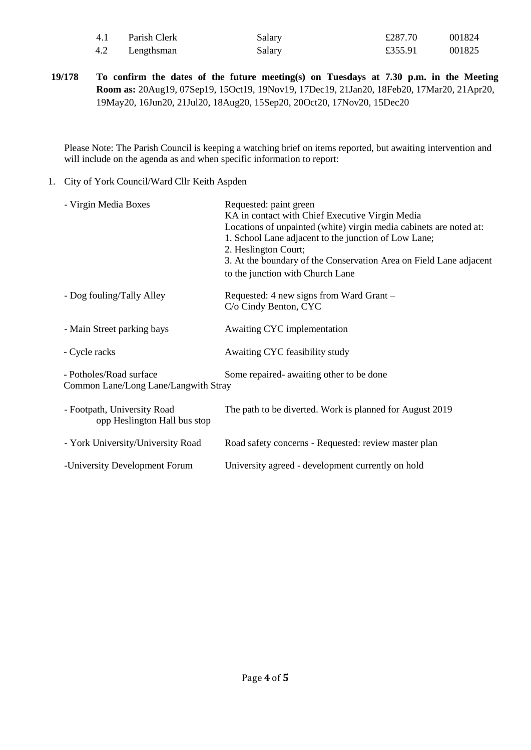| | | | | |
|---|---|---|---|---|
| 4.1 | Parish Clerk | Salary | £287.70 | 001824 |
| 4.2 | Lengthsman | Salary | £355.91 | 001825 |

**19/178 To confirm the dates of the future meeting(s) on Tuesdays at 7.30 p.m. in the Meeting Room as:** 20Aug19, 07Sep19, 15Oct19, 19Nov19, 17Dec19, 21Jan20, 18Feb20, 17Mar20, 21Apr20, 19May20, 16Jun20, 21Jul20, 18Aug20, 15Sep20, 20Oct20, 17Nov20, 15Dec20

Please Note: The Parish Council is keeping a watching brief on items reported, but awaiting intervention and will include on the agenda as and when specific information to report:

1. City of York Council/Ward Cllr Keith Aspden

| | |
|---|---|
| - Virgin Media Boxes | Requested: paint green<br>KA in contact with Chief Executive Virgin Media<br>Locations of unpainted (white) virgin media cabinets are noted at:<br>1. School Lane adjacent to the junction of Low Lane;<br>2. Heslington Court;<br>3. At the boundary of the Conservation Area on Field Lane adjacent to the junction with Church Lane |
| - Dog fouling/Tally Alley | Requested: 4 new signs from Ward Grant – C/o Cindy Benton, CYC |
| - Main Street parking bays | Awaiting CYC implementation |
| - Cycle racks | Awaiting CYC feasibility study |
| - Potholes/Road surface Common Lane/Long Lane/Langwith Stray | Some repaired- awaiting other to be done |
| - Footpath, University Road opp Heslington Hall bus stop | The path to be diverted. Work is planned for August 2019 |
| - York University/University Road | Road safety concerns - Requested: review master plan |
| -University Development Forum | University agreed - development currently on hold |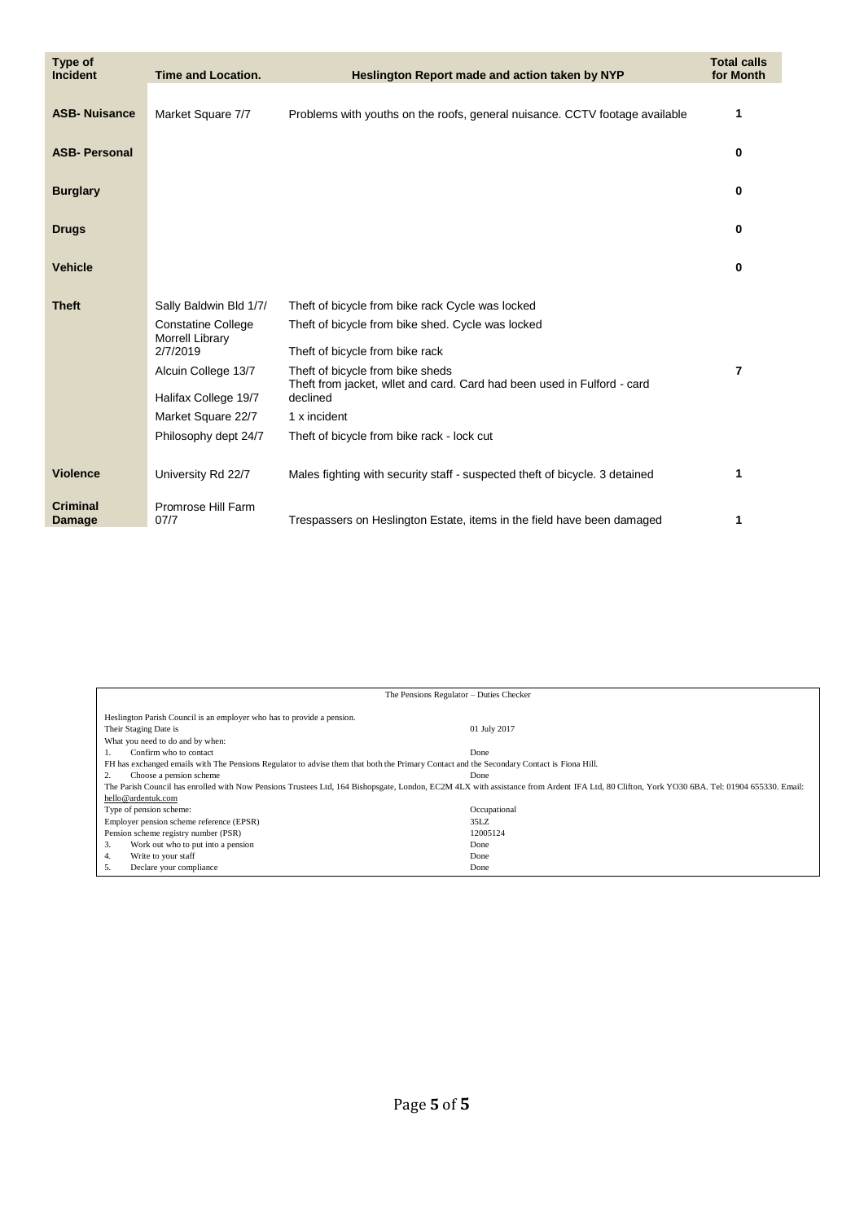| Type of Incident | Time and Location. | Heslington Report made and action taken by NYP | Total calls for Month |
|---|---|---|---|
| **ASB- Nuisance** | Market Square 7/7 | Problems with youths on the roofs, general nuisance. CCTV footage available | 1 |
| **ASB- Personal** | | | 0 |
| **Burglary** | | | 0 |
| **Drugs** | | | 0 |
| **Vehicle** | | | 0 |
| **Theft** | Sally Baldwin Bld 1/7/<br>Constatine College<br>Morrell Library 2/7/2019<br>Alcuin College 13/7<br>Halifax College 19/7<br>Market Square 22/7<br>Philosophy dept 24/7 | Theft of bicycle from bike rack Cycle was locked<br>Theft of bicycle from bike shed. Cycle was locked<br>Theft of bicycle from bike rack<br>Theft of bicycle from bike sheds<br>Theft from jacket, wllet and card. Card had been used in Fulford - card declined<br>1 x incident<br>Theft of bicycle from bike rack - lock cut | 7 |
| **Violence** | University Rd 22/7 | Males fighting with security staff - suspected theft of bicycle. 3 detained | 1 |
| **Criminal Damage** | Promrose Hill Farm 07/7 | Trespassers on Heslington Estate, items in the field have been damaged | 1 |

The Pensions Regulator – Duties Checker

Heslington Parish Council is an employer who has to provide a pension.

| | |
|---|---|
| Their Staging Date is | 01 July 2017 |
| What you need to do and by when: | |
| 1. Confirm who to contact | Done |
| FH has exchanged emails with The Pensions Regulator to advise them that both the Primary Contact and the Secondary Contact is Fiona Hill. | |
| 2. Choose a pension scheme | Done |
| The Parish Council has enrolled with Now Pensions Trustees Ltd, 164 Bishopsgate, London, EC2M 4LX with assistance from Ardent IFA Ltd, 80 Clifton, York YO30 6BA. Tel: 01904 655330. Email: hello@ardentuk.com | |
| Type of pension scheme: | Occupational |
| Employer pension scheme reference (EPSR) | 35LZ |
| Pension scheme registry number (PSR) | 12005124 |
| 3. Work out who to put into a pension | Done |
| 4. Write to your staff | Done |
| 5. Declare your compliance | Done |